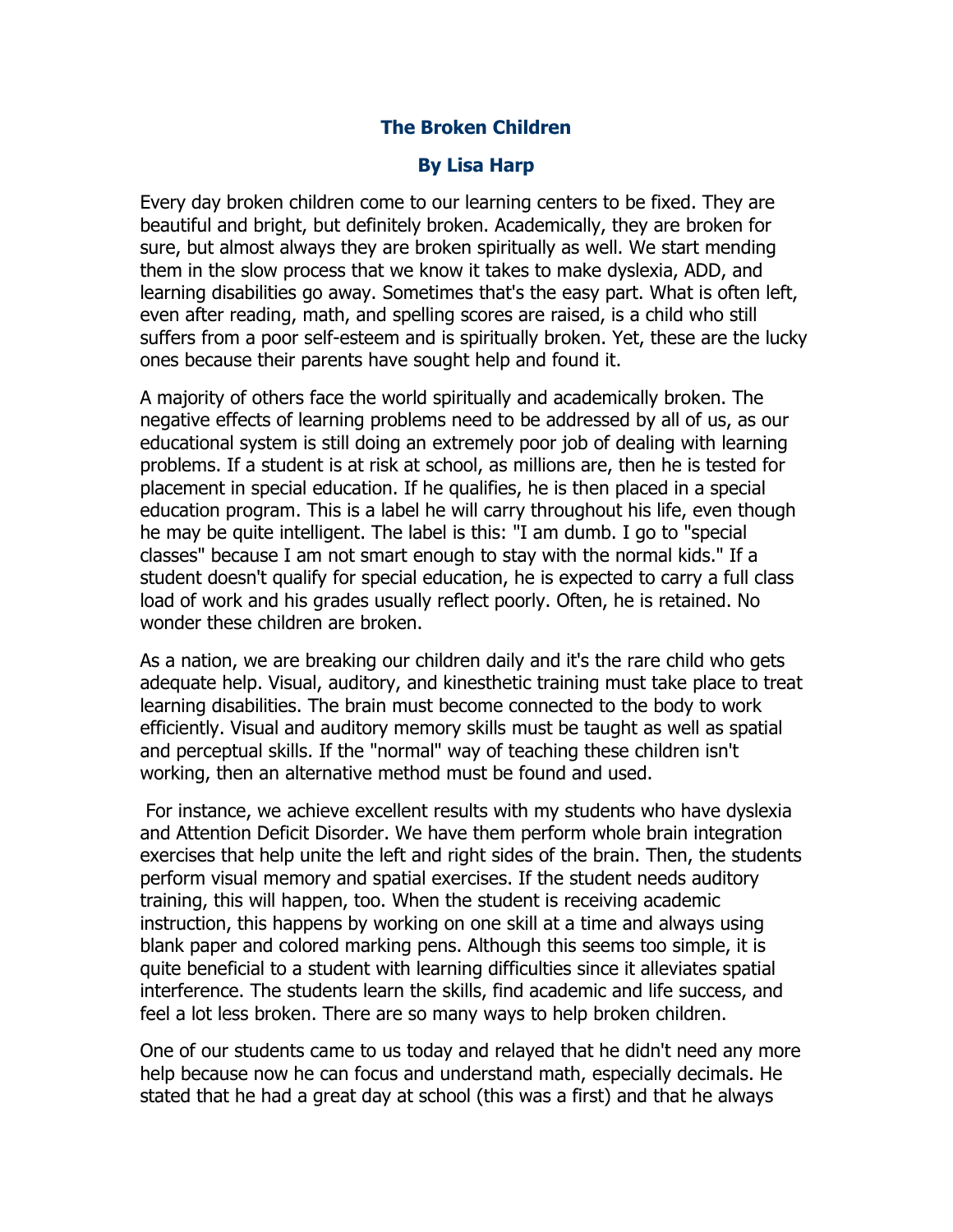# The Broken Children

## By Lisa Harp

Every day broken children come to our learning centers to be fixed. They are beautiful and bright, but definitely broken. Academically, they are broken for sure, but almost always they are broken spiritually as well. We start mending them in the slow process that we know it takes to make dyslexia, ADD, and learning disabilities go away. Sometimes that's the easy part. What is often left, even after reading, math, and spelling scores are raised, is a child who still suffers from a poor self-esteem and is spiritually broken. Yet, these are the lucky ones because their parents have sought help and found it.

A majority of others face the world spiritually and academically broken. The negative effects of learning problems need to be addressed by all of us, as our educational system is still doing an extremely poor job of dealing with learning problems. If a student is at risk at school, as millions are, then he is tested for placement in special education. If he qualifies, he is then placed in a special education program. This is a label he will carry throughout his life, even though he may be quite intelligent. The label is this: "I am dumb. I go to "special classes" because I am not smart enough to stay with the normal kids." If a student doesn't qualify for special education, he is expected to carry a full class load of work and his grades usually reflect poorly. Often, he is retained. No wonder these children are broken.

As a nation, we are breaking our children daily and it's the rare child who gets adequate help. Visual, auditory, and kinesthetic training must take place to treat learning disabilities. The brain must become connected to the body to work efficiently. Visual and auditory memory skills must be taught as well as spatial and perceptual skills. If the "normal" way of teaching these children isn't working, then an alternative method must be found and used.

For instance, we achieve excellent results with my students who have dyslexia and Attention Deficit Disorder. We have them perform whole brain integration exercises that help unite the left and right sides of the brain. Then, the students perform visual memory and spatial exercises. If the student needs auditory training, this will happen, too. When the student is receiving academic instruction, this happens by working on one skill at a time and always using blank paper and colored marking pens. Although this seems too simple, it is quite beneficial to a student with learning difficulties since it alleviates spatial interference. The students learn the skills, find academic and life success, and feel a lot less broken. There are so many ways to help broken children.

One of our students came to us today and relayed that he didn't need any more help because now he can focus and understand math, especially decimals. He stated that he had a great day at school (this was a first) and that he always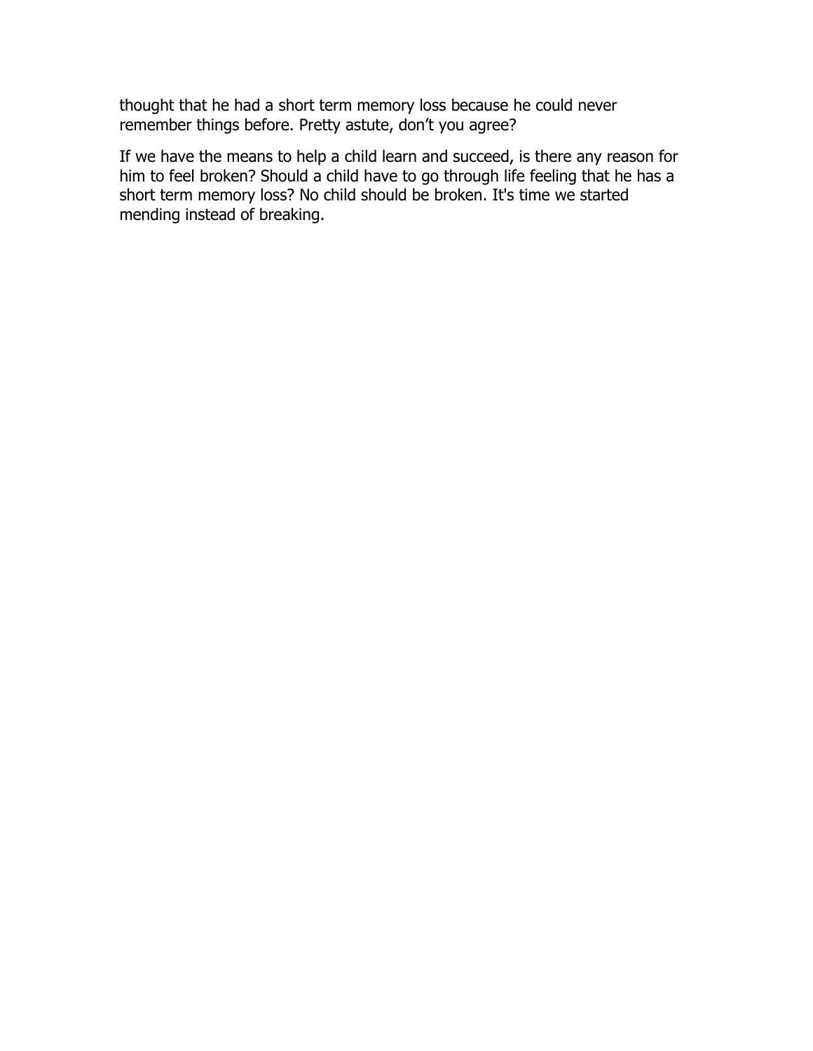thought that he had a short term memory loss because he could never remember things before. Pretty astute, don't you agree?

If we have the means to help a child learn and succeed, is there any reason for him to feel broken? Should a child have to go through life feeling that he has a short term memory loss? No child should be broken. It's time we started mending instead of breaking.